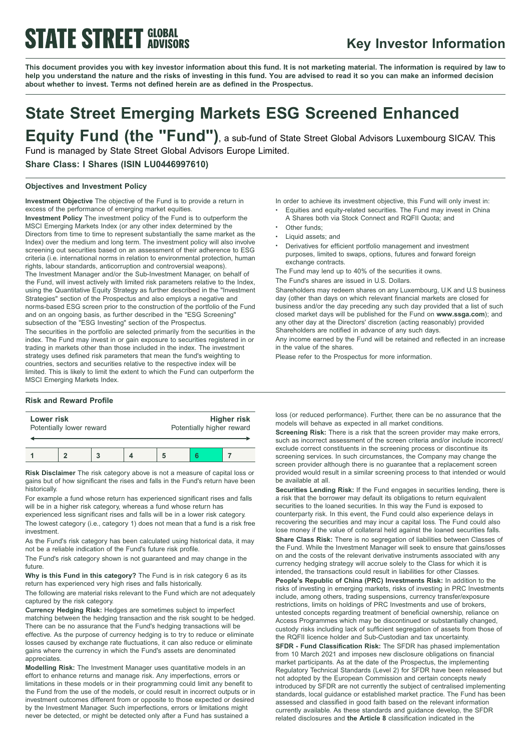**STATE STREET GLOBAL ADVISORS**

## Key Investor Information

**This document provides you with key investor information about this fund. It is not marketing material. The information is required by law to help you understand the nature and the risks of investing in this fund. You are advised to read it so you can make an informed decision about whether to invest. Terms not defined herein are as defined in the Prospectus.**

# State Street Emerging Markets ESG Screened Enhanced Equity Fund (the "Fund"), a sub-fund of State Street Global Advisors Luxembourg SICAV. This Fund is managed by State Street Global Advisors Europe Limited.

**Share Class: I Shares (ISIN LU0446997610)**

### Objectives and Investment Policy

**Investment Objective** The objective of the Fund is to provide a return in excess of the performance of emerging market equities.

**Investment Policy** The investment policy of the Fund is to outperform the MSCI Emerging Markets Index (or any other index determined by the Directors from time to time to represent substantially the same market as the Index) over the medium and long term. The investment policy will also involve screening out securities based on an assessment of their adherence to ESG criteria (i.e. international norms in relation to environmental protection, human rights, labour standards, anticorruption and controversial weapons).

The Investment Manager and/or the Sub-Investment Manager, on behalf of the Fund, will invest actively with limited risk parameters relative to the Index, using the Quantitative Equity Strategy as further described in the "Investment Strategies" section of the Prospectus and also employs a negative and norms-based ESG screen prior to the construction of the portfolio of the Fund and on an ongoing basis, as further described in the "ESG Screening" subsection of the "ESG Investing" section of the Prospectus.

The securities in the portfolio are selected primarily from the securities in the index. The Fund may invest in or gain exposure to securities registered in or trading in markets other than those included in the index. The investment strategy uses defined risk parameters that mean the fund's weighting to countries, sectors and securities relative to the respective index will be limited. This is likely to limit the extent to which the Fund can outperform the MSCI Emerging Markets Index.

In order to achieve its investment objective, this Fund will only invest in:

- Equities and equity-related securities. The Fund may invest in China A Shares both via Stock Connect and RQFII Quota; and
- Other funds;
- Liquid assets; and
- Derivatives for efficient portfolio management and investment purposes, limited to swaps, options, futures and forward foreign exchange contracts.

The Fund may lend up to 40% of the securities it owns.

The Fund's shares are issued in U.S. Dollars.

Shareholders may redeem shares on any Luxembourg, U.K and U.S business day (other than days on which relevant financial markets are closed for business and/or the day preceding any such day provided that a list of such closed market days will be published for the Fund on **www.ssga.com**); and any other day at the Directors' discretion (acting reasonably) provided Shareholders are notified in advance of any such days.

Any income earned by the Fund will be retained and reflected in an increase in the value of the shares.

Please refer to the Prospectus for more information.

### Risk and Reward Profile

| Lower risk<br>Potentially lower reward | | | | | | Higher risk<br>Potentially higher reward |
|---|---|---|---|---|---|---|
| 1 | 2 | 3 | 4 | 5 | **6** | 7 |

**Risk Disclaimer** The risk category above is not a measure of capital loss or gains but of how significant the rises and falls in the Fund's return have been historically.

For example a fund whose return has experienced significant rises and falls will be in a higher risk category, whereas a fund whose return has experienced less significant rises and falls will be in a lower risk category.

The lowest category (i.e., category 1) does not mean that a fund is a risk free investment.

As the Fund's risk category has been calculated using historical data, it may not be a reliable indication of the Fund's future risk profile.

The Fund's risk category shown is not guaranteed and may change in the future.

**Why is this Fund in this category?** The Fund is in risk category 6 as its return has experienced very high rises and falls historically.

The following are material risks relevant to the Fund which are not adequately captured by the risk category.

**Currency Hedging Risk:** Hedges are sometimes subject to imperfect matching between the hedging transaction and the risk sought to be hedged. There can be no assurance that the Fund's hedging transactions will be effective. As the purpose of currency hedging is to try to reduce or eliminate losses caused by exchange rate fluctuations, it can also reduce or eliminate gains where the currency in which the Fund's assets are denominated appreciates.

**Modelling Risk:** The Investment Manager uses quantitative models in an effort to enhance returns and manage risk. Any imperfections, errors or limitations in these models or in their programming could limit any benefit to the Fund from the use of the models, or could result in incorrect outputs or in investment outcomes different from or opposite to those expected or desired by the Investment Manager. Such imperfections, errors or limitations might never be detected, or might be detected only after a Fund has sustained a loss (or reduced performance). Further, there can be no assurance that the models will behave as expected in all market conditions.

**Screening Risk:** There is a risk that the screen provider may make errors, such as incorrect assessment of the screen criteria and/or include incorrect/ exclude correct constituents in the screening process or discontinue its screening services. In such circumstances, the Company may change the screen provider although there is no guarantee that a replacement screen provided would result in a similar screening process to that intended or would be available at all.

**Securities Lending Risk:** If the Fund engages in securities lending, there is a risk that the borrower may default its obligations to return equivalent securities to the loaned securities. In this way the Fund is exposed to counterparty risk. In this event, the Fund could also experience delays in recovering the securities and may incur a capital loss. The Fund could also lose money if the value of collateral held against the loaned securities falls.

**Share Class Risk:** There is no segregation of liabilities between Classes of the Fund. While the Investment Manager will seek to ensure that gains/losses on and the costs of the relevant derivative instruments associated with any currency hedging strategy will accrue solely to the Class for which it is intended, the transactions could result in liabilities for other Classes.

**People's Republic of China (PRC) Investments Risk:** In addition to the risks of investing in emerging markets, risks of investing in PRC Investments include, among others, trading suspensions, currency transfer/exposure restrictions, limits on holdings of PRC Investments and use of brokers, untested concepts regarding treatment of beneficial ownership, reliance on Access Programmes which may be discontinued or substantially changed, custody risks including lack of sufficient segregation of assets from those of the RQFII licence holder and Sub-Custodian and tax uncertainty.

**SFDR - Fund Classification Risk:** The SFDR has phased implementation from 10 March 2021 and imposes new disclosure obligations on financial market participants. As at the date of the Prospectus, the implementing Regulatory Technical Standards (Level 2) for SFDR have been released but not adopted by the European Commission and certain concepts newly introduced by SFDR are not currently the subject of centralised implementing standards, local guidance or established market practice. The Fund has been assessed and classified in good faith based on the relevant information currently available. As these standards and guidance develop, the SFDR related disclosures and **the Article 8** classification indicated in the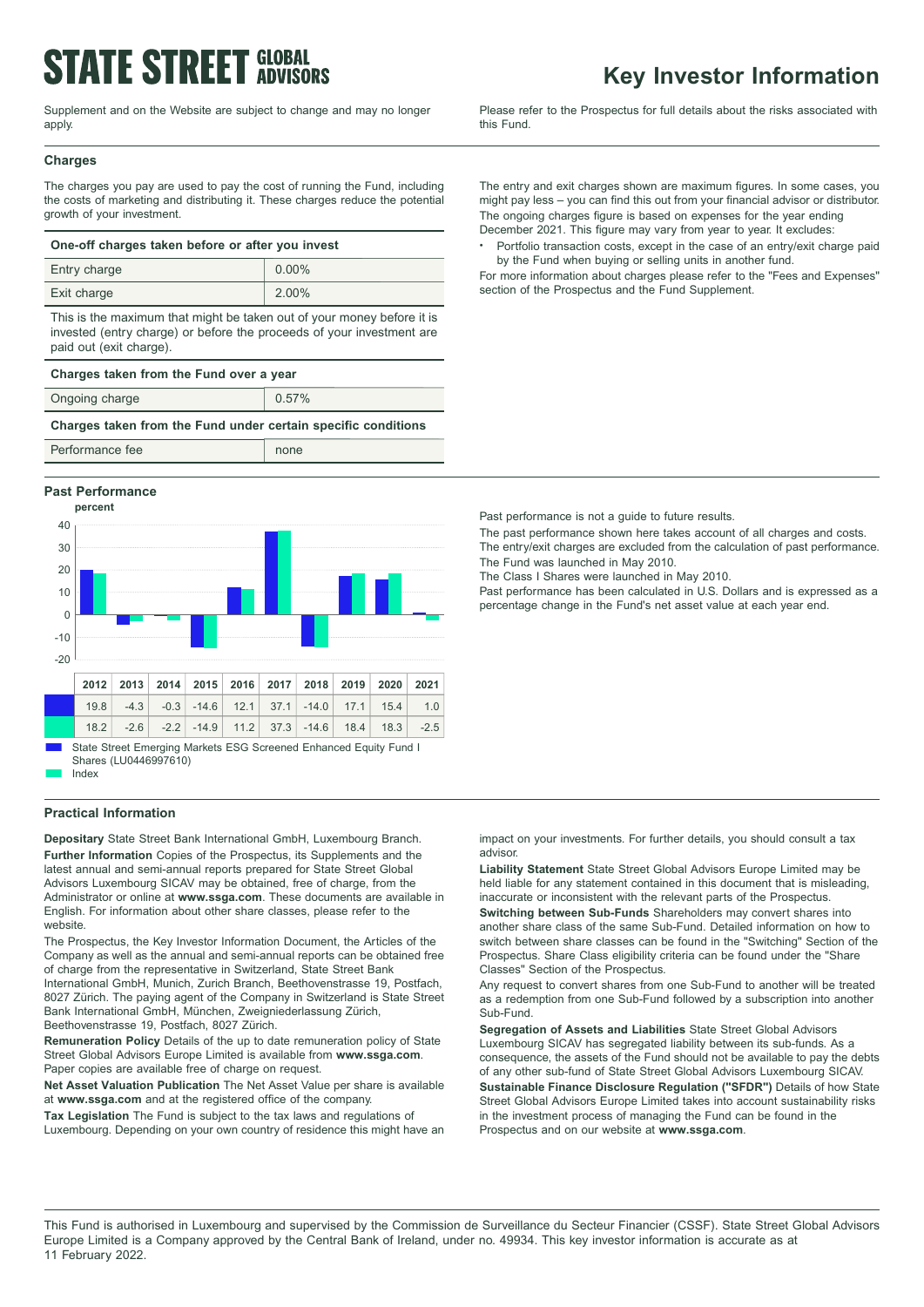Supplement and on the Website are subject to change and may no longer apply.

Please refer to the Prospectus for full details about the risks associated with this Fund.

## Charges

The charges you pay are used to pay the cost of running the Fund, including the costs of marketing and distributing it. These charges reduce the potential growth of your investment.

| One-off charges taken before or after you invest | |
|---|---|
| Entry charge | 0.00% |
| Exit charge | 2.00% |

This is the maximum that might be taken out of your money before it is invested (entry charge) or before the proceeds of your investment are paid out (exit charge).

| Charges taken from the Fund over a year | |
|---|---|
| Ongoing charge | 0.57% |

| Charges taken from the Fund under certain specific conditions | |
|---|---|
| Performance fee | none |

The entry and exit charges shown are maximum figures. In some cases, you might pay less – you can find this out from your financial advisor or distributor.
The ongoing charges figure is based on expenses for the year ending December 2021. This figure may vary from year to year. It excludes:

- Portfolio transaction costs, except in the case of an entry/exit charge paid by the Fund when buying or selling units in another fund.

For more information about charges please refer to the "Fees and Expenses" section of the Prospectus and the Fund Supplement.

## Past Performance

percent

40
30
20
10
0
-10
-20

| | 2012 | 2013 | 2014 | 2015 | 2016 | 2017 | 2018 | 2019 | 2020 | 2021 |
|---|---|---|---|---|---|---|---|---|---|---|
| Fund | 19.8 | -4.3 | -0.3 | -14.6 | 12.1 | 37.1 | -14.0 | 17.1 | 15.4 | 1.0 |
| Index | 18.2 | -2.6 | -2.2 | -14.9 | 11.2 | 37.3 | -14.6 | 18.4 | 18.3 | -2.5 |

State Street Emerging Markets ESG Screened Enhanced Equity Fund I Shares (LU0446997610)
Index

Past performance is not a guide to future results.
The past performance shown here takes account of all charges and costs.
The entry/exit charges are excluded from the calculation of past performance.
The Fund was launched in May 2010.
The Class I Shares were launched in May 2010.
Past performance has been calculated in U.S. Dollars and is expressed as a percentage change in the Fund's net asset value at each year end.

## Practical Information

**Depositary** State Street Bank International GmbH, Luxembourg Branch.

**Further Information** Copies of the Prospectus, its Supplements and the latest annual and semi-annual reports prepared for State Street Global Advisors Luxembourg SICAV may be obtained, free of charge, from the Administrator or online at **www.ssga.com**. These documents are available in English. For information about other share classes, please refer to the website.

The Prospectus, the Key Investor Information Document, the Articles of the Company as well as the annual and semi-annual reports can be obtained free of charge from the representative in Switzerland, State Street Bank International GmbH, Munich, Zurich Branch, Beethovenstrasse 19, Postfach, 8027 Zürich. The paying agent of the Company in Switzerland is State Street Bank International GmbH, München, Zweigniederlassung Zürich, Beethovenstrasse 19, Postfach, 8027 Zürich.

**Remuneration Policy** Details of the up to date remuneration policy of State Street Global Advisors Europe Limited is available from **www.ssga.com**. Paper copies are available free of charge on request.

**Net Asset Valuation Publication** The Net Asset Value per share is available at **www.ssga.com** and at the registered office of the company.

**Tax Legislation** The Fund is subject to the tax laws and regulations of Luxembourg. Depending on your own country of residence this might have an impact on your investments. For further details, you should consult a tax advisor.

**Liability Statement** State Street Global Advisors Europe Limited may be held liable for any statement contained in this document that is misleading, inaccurate or inconsistent with the relevant parts of the Prospectus.

**Switching between Sub-Funds** Shareholders may convert shares into another share class of the same Sub-Fund. Detailed information on how to switch between share classes can be found in the "Switching" Section of the Prospectus. Share Class eligibility criteria can be found under the "Share Classes" Section of the Prospectus.

Any request to convert shares from one Sub-Fund to another will be treated as a redemption from one Sub-Fund followed by a subscription into another Sub-Fund.

**Segregation of Assets and Liabilities** State Street Global Advisors Luxembourg SICAV has segregated liability between its sub-funds. As a consequence, the assets of the Fund should not be available to pay the debts of any other sub-fund of State Street Global Advisors Luxembourg SICAV.

**Sustainable Finance Disclosure Regulation ("SFDR")** Details of how State Street Global Advisors Europe Limited takes into account sustainability risks in the investment process of managing the Fund can be found in the Prospectus and on our website at **www.ssga.com**.

This Fund is authorised in Luxembourg and supervised by the Commission de Surveillance du Secteur Financier (CSSF). State Street Global Advisors Europe Limited is a Company approved by the Central Bank of Ireland, under no. 49934. This key investor information is accurate as at 11 February 2022.